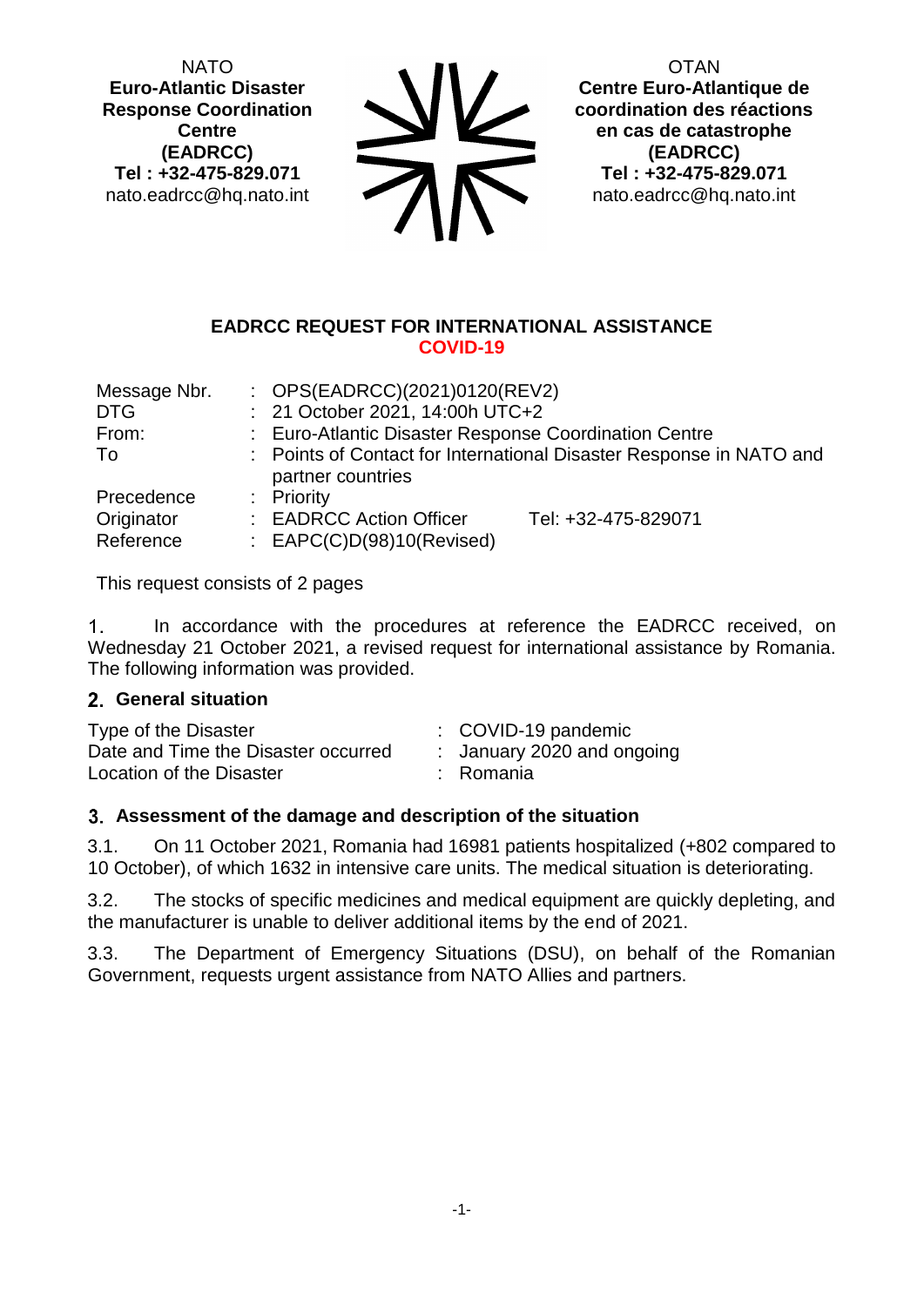NATO
**Euro-Atlantic Disaster Response Coordination Centre (EADRCC)**
**Tel : +32-475-829.071**
nato.eadrcc@hq.nato.int

OTAN
**Centre Euro-Atlantique de coordination des réactions en cas de catastrophe (EADRCC)**
**Tel : +32-475-829.071**
nato.eadrcc@hq.nato.int

## EADRCC REQUEST FOR INTERNATIONAL ASSISTANCE
## COVID-19

| | | |
|---|---|---|
| Message Nbr. | : OPS(EADRCC)(2021)0120(REV2) | |
| DTG | : 21 October 2021, 14:00h UTC+2 | |
| From: | : Euro-Atlantic Disaster Response Coordination Centre | |
| To | : Points of Contact for International Disaster Response in NATO and partner countries | |
| Precedence | : Priority | |
| Originator | : EADRCC Action Officer | Tel: +32-475-829071 |
| Reference | : EAPC(C)D(98)10(Revised) | |

This request consists of 2 pages

1. In accordance with the procedures at reference the EADRCC received, on Wednesday 21 October 2021, a revised request for international assistance by Romania. The following information was provided.

### 2. General situation

| | |
|---|---|
| Type of the Disaster | : COVID-19 pandemic |
| Date and Time the Disaster occurred | : January 2020 and ongoing |
| Location of the Disaster | : Romania |

### 3. Assessment of the damage and description of the situation

3.1. On 11 October 2021, Romania had 16981 patients hospitalized (+802 compared to 10 October), of which 1632 in intensive care units. The medical situation is deteriorating.

3.2. The stocks of specific medicines and medical equipment are quickly depleting, and the manufacturer is unable to deliver additional items by the end of 2021.

3.3. The Department of Emergency Situations (DSU), on behalf of the Romanian Government, requests urgent assistance from NATO Allies and partners.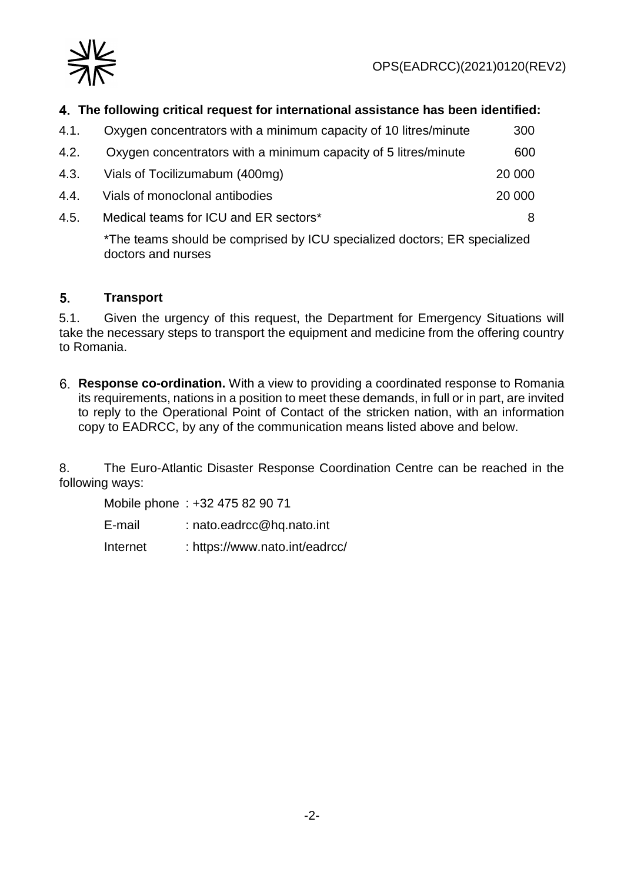**4. The following critical request for international assistance has been identified:**

| | | |
|---|---|---|
| 4.1. | Oxygen concentrators with a minimum capacity of 10 litres/minute | 300 |
| 4.2. | Oxygen concentrators with a minimum capacity of 5 litres/minute | 600 |
| 4.3. | Vials of Tocilizumabum (400mg) | 20 000 |
| 4.4. | Vials of monoclonal antibodies | 20 000 |
| 4.5. | Medical teams for ICU and ER sectors* | 8 |

*The teams should be comprised by ICU specialized doctors; ER specialized doctors and nurses

**5. Transport**

5.1. Given the urgency of this request, the Department for Emergency Situations will take the necessary steps to transport the equipment and medicine from the offering country to Romania.

6. **Response co-ordination.** With a view to providing a coordinated response to Romania its requirements, nations in a position to meet these demands, in full or in part, are invited to reply to the Operational Point of Contact of the stricken nation, with an information copy to EADRCC, by any of the communication means listed above and below.

8. The Euro-Atlantic Disaster Response Coordination Centre can be reached in the following ways:

Mobile phone : +32 475 82 90 71

E-mail : nato.eadrcc@hq.nato.int

Internet : https://www.nato.int/eadrcc/